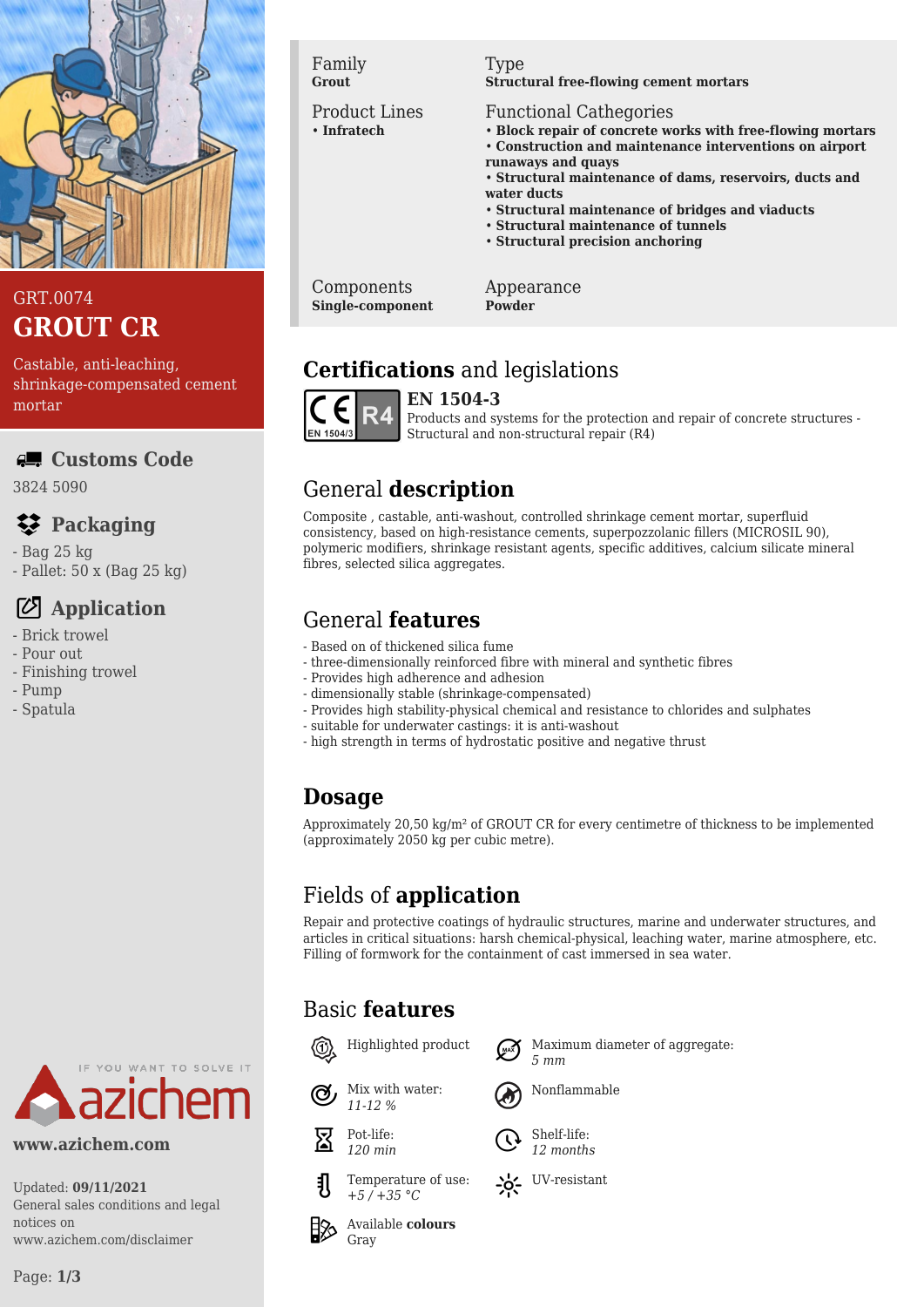GRT.0074

# GROUT CR

Castable, anti-leaching, shrinkage-compensated cement mortar

## Customs Code

3824 5090

## Packaging

- Bag 25 kg
- Pallet: 50 x (Bag 25 kg)

## Application

- Brick trowel
- Pour out
- Finishing trowel
- Pump
- Spatula

www.azichem.com

Updated: **09/11/2021**
General sales conditions and legal notices on www.azichem.com/disclaimer

| Family | Type |
|---|---|
| **Grout** | **Structural free-flowing cement mortars** |
| **Product Lines** | **Functional Cathegories** |
| • **Infratech** | • **Block repair of concrete works with free-flowing mortars** <br> • **Construction and maintenance interventions on airport runaways and quays** <br> • **Structural maintenance of dams, reservoirs, ducts and water ducts** <br> • **Structural maintenance of bridges and viaducts** <br> • **Structural maintenance of tunnels** <br> • **Structural precision anchoring** |
| **Components** | **Appearance** |
| **Single-component** | **Powder** |

## **Certifications** and legislations

**EN 1504-3**
Products and systems for the protection and repair of concrete structures - Structural and non-structural repair (R4)

## General **description**

Composite , castable, anti-washout, controlled shrinkage cement mortar, superfluid consistency, based on high-resistance cements, superpozzolanic fillers (MICROSIL 90), polymeric modifiers, shrinkage resistant agents, specific additives, calcium silicate mineral fibres, selected silica aggregates.

## General **features**

- Based on of thickened silica fume
- three-dimensionally reinforced fibre with mineral and synthetic fibres
- Provides high adherence and adhesion
- dimensionally stable (shrinkage-compensated)
- Provides high stability-physical chemical and resistance to chlorides and sulphates
- suitable for underwater castings: it is anti-washout
- high strength in terms of hydrostatic positive and negative thrust

## **Dosage**

Approximately 20,50 kg/m² of GROUT CR for every centimetre of thickness to be implemented (approximately 2050 kg per cubic metre).

## Fields of **application**

Repair and protective coatings of hydraulic structures, marine and underwater structures, and articles in critical situations: harsh chemical-physical, leaching water, marine atmosphere, etc. Filling of formwork for the containment of cast immersed in sea water.

## Basic **features**

- Highlighted product
- Maximum diameter of aggregate: *5 mm*
- Mix with water: *11-12 %*
- Nonflammable
- Pot-life: *120 min*
- Shelf-life: *12 months*
- Temperature of use: *+5 / +35 °C*
- UV-resistant
- Available **colours**: Gray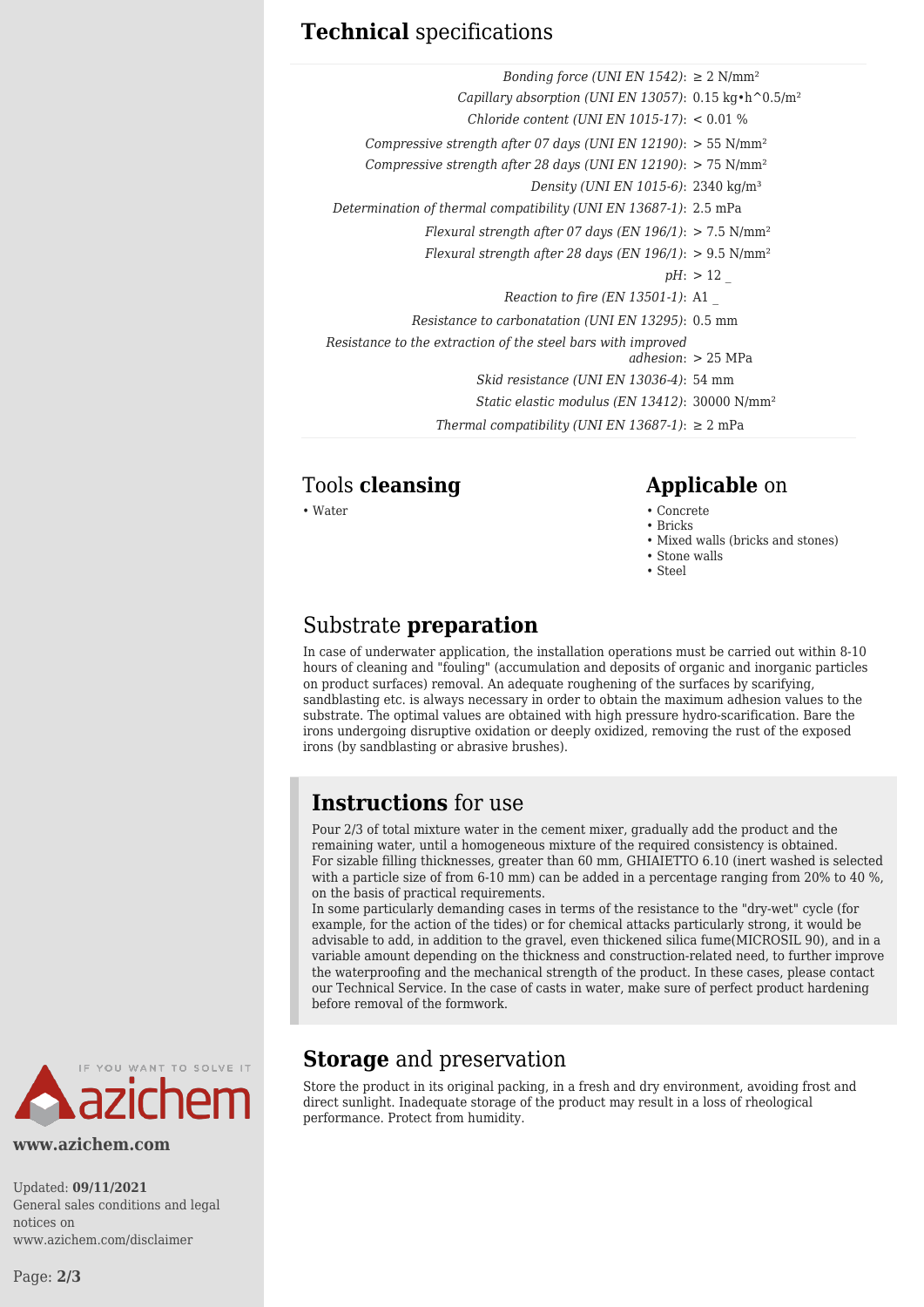## **Technical** specifications

| | |
|---|---|
| *Bonding force (UNI EN 1542)*: | ≥ 2 N/mm² |
| *Capillary absorption (UNI EN 13057)*: | 0.15 kg•h^0.5/m² |
| *Chloride content (UNI EN 1015-17)*: | < 0.01 % |
| *Compressive strength after 07 days (UNI EN 12190)*: | > 55 N/mm² |
| *Compressive strength after 28 days (UNI EN 12190)*: | > 75 N/mm² |
| *Density (UNI EN 1015-6)*: | 2340 kg/m³ |
| *Determination of thermal compatibility (UNI EN 13687-1)*: | 2.5 mPa |
| *Flexural strength after 07 days (EN 196/1)*: | > 7.5 N/mm² |
| *Flexural strength after 28 days (EN 196/1)*: | > 9.5 N/mm² |
| *pH*: | > 12 _ |
| *Reaction to fire (EN 13501-1)*: | A1 _ |
| *Resistance to carbonatation (UNI EN 13295)*: | 0.5 mm |
| *Resistance to the extraction of the steel bars with improved adhesion*: | > 25 MPa |
| *Skid resistance (UNI EN 13036-4)*: | 54 mm |
| *Static elastic modulus (EN 13412)*: | 30000 N/mm² |
| *Thermal compatibility (UNI EN 13687-1)*: | ≥ 2 mPa |

## Tools **cleansing**

- Water

## **Applicable** on

- Concrete
- Bricks
- Mixed walls (bricks and stones)
- Stone walls
- Steel

## Substrate **preparation**

In case of underwater application, the installation operations must be carried out within 8-10 hours of cleaning and "fouling" (accumulation and deposits of organic and inorganic particles on product surfaces) removal. An adequate roughening of the surfaces by scarifying, sandblasting etc. is always necessary in order to obtain the maximum adhesion values to the substrate. The optimal values are obtained with high pressure hydro-scarification. Bare the irons undergoing disruptive oxidation or deeply oxidized, removing the rust of the exposed irons (by sandblasting or abrasive brushes).

## **Instructions** for use

Pour 2/3 of total mixture water in the cement mixer, gradually add the product and the remaining water, until a homogeneous mixture of the required consistency is obtained.
For sizable filling thicknesses, greater than 60 mm, GHIAIETTO 6.10 (inert washed is selected with a particle size of from 6-10 mm) can be added in a percentage ranging from 20% to 40 %, on the basis of practical requirements.
In some particularly demanding cases in terms of the resistance to the "dry-wet" cycle (for example, for the action of the tides) or for chemical attacks particularly strong, it would be advisable to add, in addition to the gravel, even thickened silica fume(MICROSIL 90), and in a variable amount depending on the thickness and construction-related need, to further improve the waterproofing and the mechanical strength of the product. In these cases, please contact our Technical Service. In the case of casts in water, make sure of perfect product hardening before removal of the formwork.

## **Storage** and preservation

Store the product in its original packing, in a fresh and dry environment, avoiding frost and direct sunlight. Inadequate storage of the product may result in a loss of rheological performance. Protect from humidity.

**www.azichem.com**

Updated: **09/11/2021**
General sales conditions and legal notices on www.azichem.com/disclaimer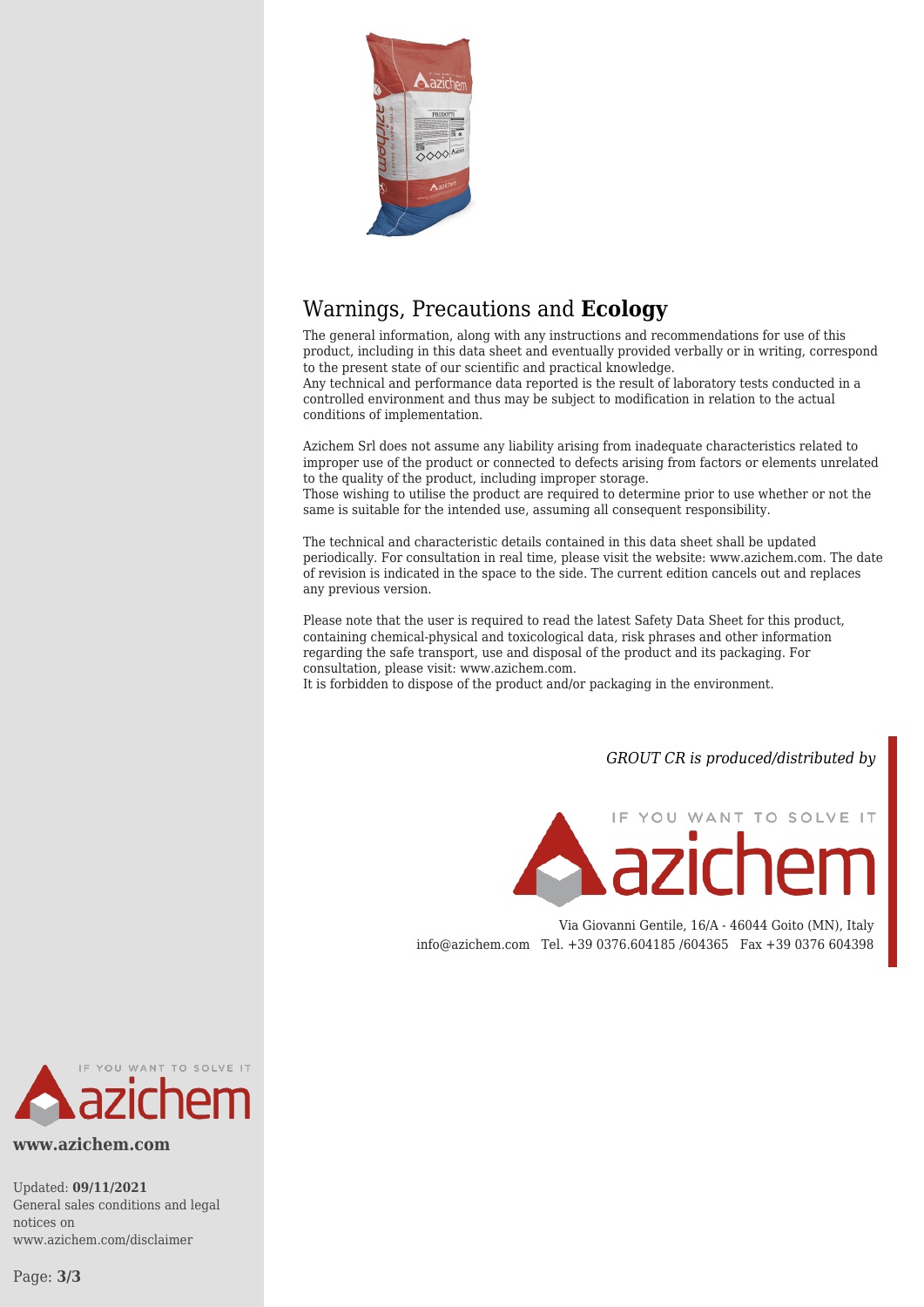## Warnings, Precautions and **Ecology**

The general information, along with any instructions and recommendations for use of this product, including in this data sheet and eventually provided verbally or in writing, correspond to the present state of our scientific and practical knowledge.
Any technical and performance data reported is the result of laboratory tests conducted in a controlled environment and thus may be subject to modification in relation to the actual conditions of implementation.

Azichem Srl does not assume any liability arising from inadequate characteristics related to improper use of the product or connected to defects arising from factors or elements unrelated to the quality of the product, including improper storage.
Those wishing to utilise the product are required to determine prior to use whether or not the same is suitable for the intended use, assuming all consequent responsibility.

The technical and characteristic details contained in this data sheet shall be updated periodically. For consultation in real time, please visit the website: www.azichem.com. The date of revision is indicated in the space to the side. The current edition cancels out and replaces any previous version.

Please note that the user is required to read the latest Safety Data Sheet for this product, containing chemical-physical and toxicological data, risk phrases and other information regarding the safe transport, use and disposal of the product and its packaging. For consultation, please visit: www.azichem.com.
It is forbidden to dispose of the product and/or packaging in the environment.

*GROUT CR is produced/distributed by*

IF YOU WANT TO SOLVE IT
azichem

Via Giovanni Gentile, 16/A - 46044 Goito (MN), Italy
info@azichem.com Tel. +39 0376.604185 /604365 Fax +39 0376 604398

IF YOU WANT TO SOLVE IT
azichem

**www.azichem.com**

Updated: **09/11/2021**
General sales conditions and legal notices on www.azichem.com/disclaimer